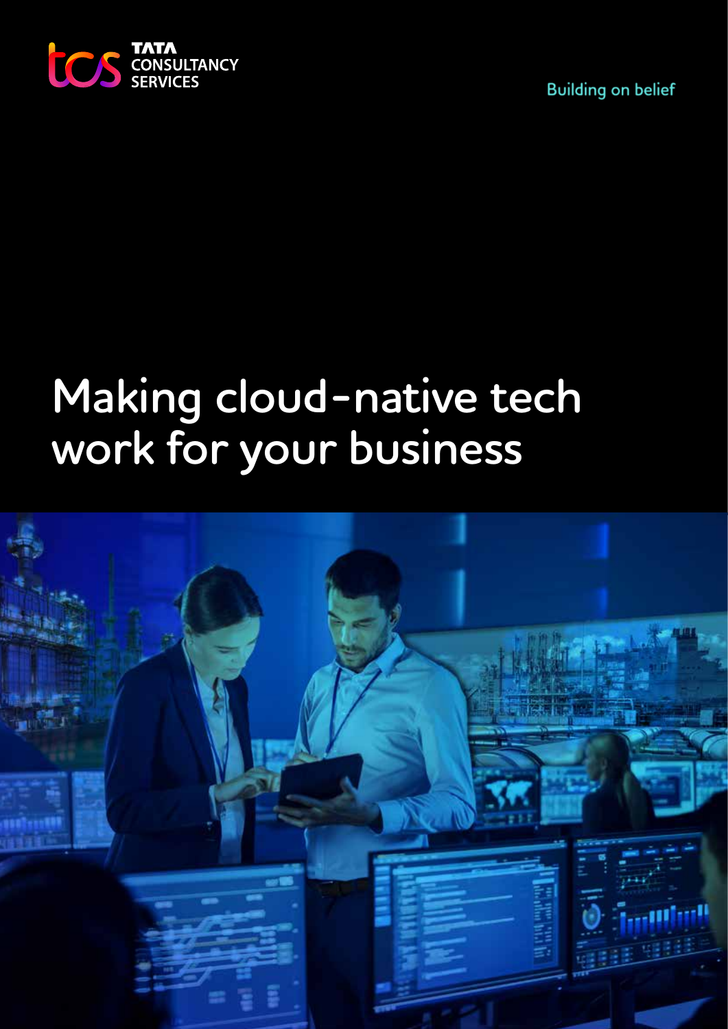TATA CONSULTANCY SERVICES

Building on belief

# Making cloud-native tech work for your business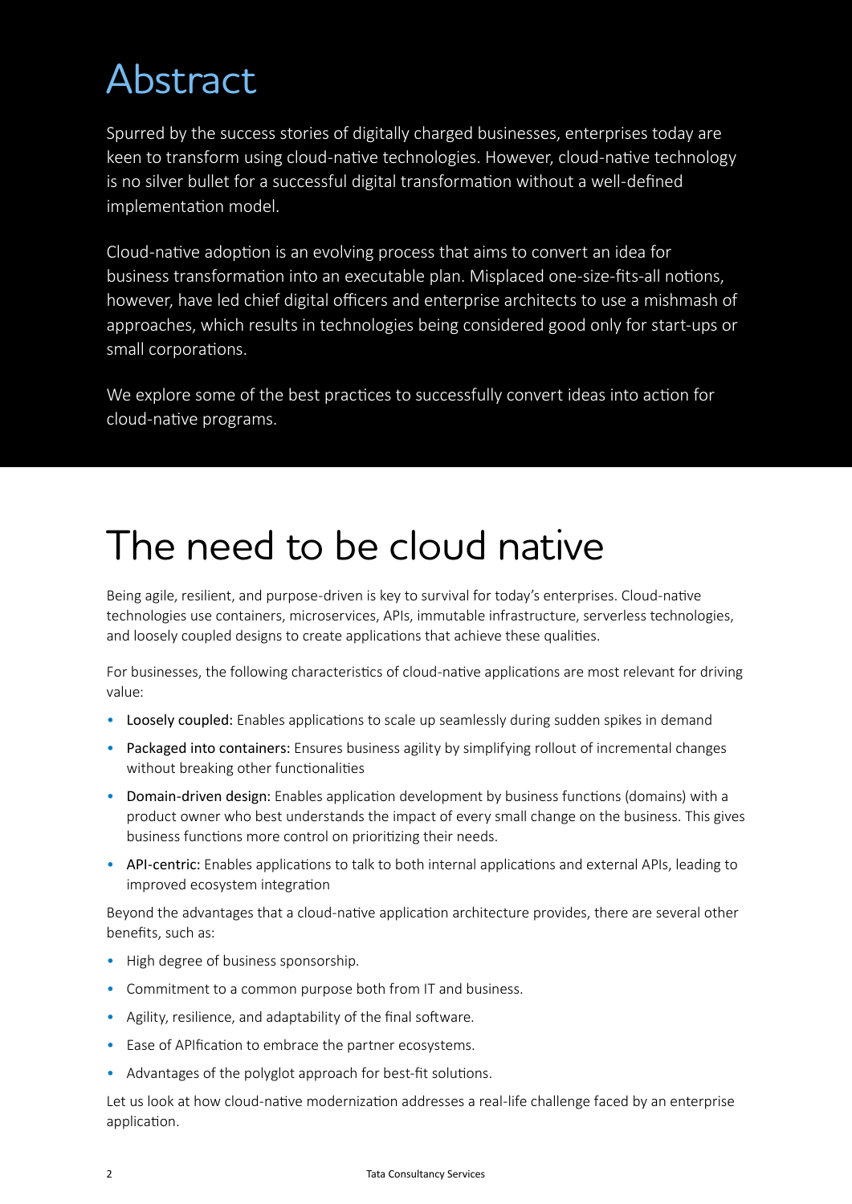# Abstract

Spurred by the success stories of digitally charged businesses, enterprises today are keen to transform using cloud-native technologies. However, cloud-native technology is no silver bullet for a successful digital transformation without a well-defined implementation model.

Cloud-native adoption is an evolving process that aims to convert an idea for business transformation into an executable plan. Misplaced one-size-fits-all notions, however, have led chief digital officers and enterprise architects to use a mishmash of approaches, which results in technologies being considered good only for start-ups or small corporations.

We explore some of the best practices to successfully convert ideas into action for cloud-native programs.

# The need to be cloud native

Being agile, resilient, and purpose-driven is key to survival for today's enterprises. Cloud-native technologies use containers, microservices, APIs, immutable infrastructure, serverless technologies, and loosely coupled designs to create applications that achieve these qualities.

For businesses, the following characteristics of cloud-native applications are most relevant for driving value:

- Loosely coupled: Enables applications to scale up seamlessly during sudden spikes in demand
- Packaged into containers: Ensures business agility by simplifying rollout of incremental changes without breaking other functionalities
- Domain-driven design: Enables application development by business functions (domains) with a product owner who best understands the impact of every small change on the business. This gives business functions more control on prioritizing their needs.
- API-centric: Enables applications to talk to both internal applications and external APIs, leading to improved ecosystem integration

Beyond the advantages that a cloud-native application architecture provides, there are several other benefits, such as:

- High degree of business sponsorship.
- Commitment to a common purpose both from IT and business.
- Agility, resilience, and adaptability of the final software.
- Ease of APIfication to embrace the partner ecosystems.
- Advantages of the polyglot approach for best-fit solutions.

Let us look at how cloud-native modernization addresses a real-life challenge faced by an enterprise application.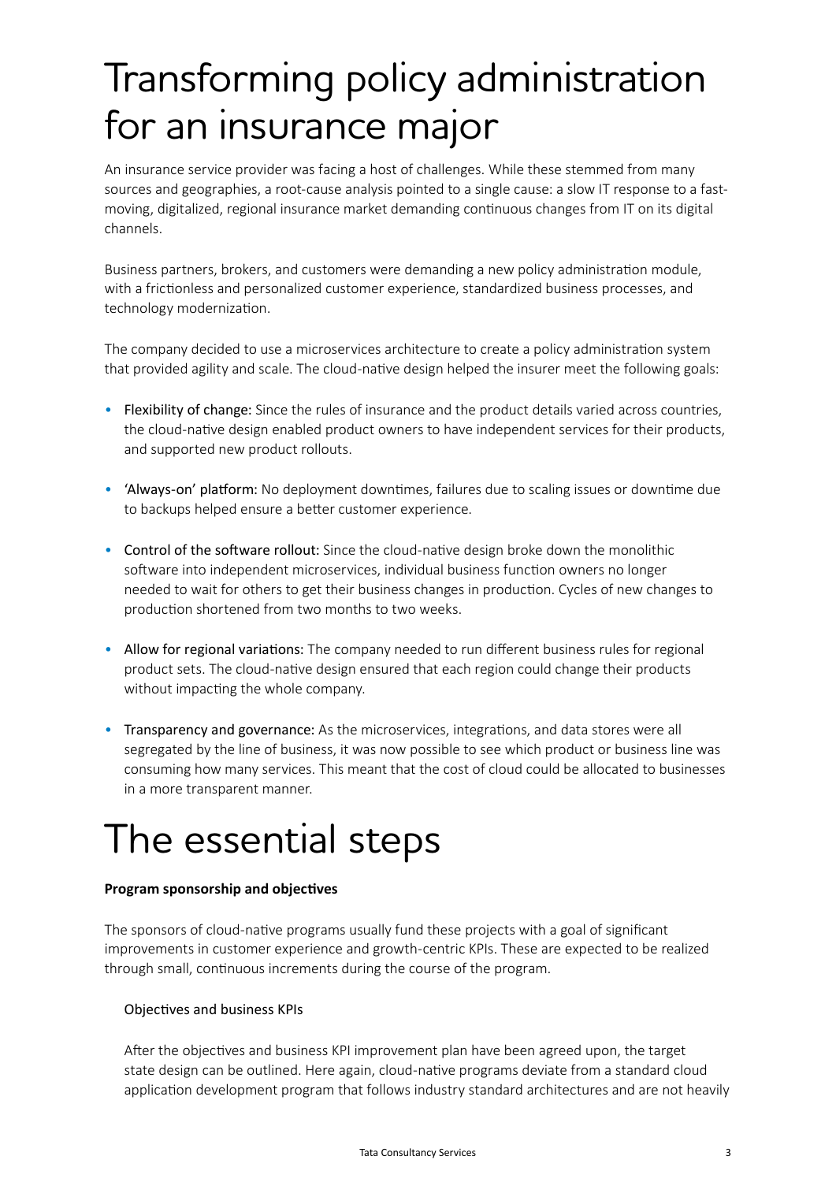# Transforming policy administration for an insurance major

An insurance service provider was facing a host of challenges. While these stemmed from many sources and geographies, a root-cause analysis pointed to a single cause: a slow IT response to a fast-moving, digitalized, regional insurance market demanding continuous changes from IT on its digital channels.

Business partners, brokers, and customers were demanding a new policy administration module, with a frictionless and personalized customer experience, standardized business processes, and technology modernization.

The company decided to use a microservices architecture to create a policy administration system that provided agility and scale. The cloud-native design helped the insurer meet the following goals:

- Flexibility of change: Since the rules of insurance and the product details varied across countries, the cloud-native design enabled product owners to have independent services for their products, and supported new product rollouts.
- 'Always-on' platform: No deployment downtimes, failures due to scaling issues or downtime due to backups helped ensure a better customer experience.
- Control of the software rollout: Since the cloud-native design broke down the monolithic software into independent microservices, individual business function owners no longer needed to wait for others to get their business changes in production. Cycles of new changes to production shortened from two months to two weeks.
- Allow for regional variations: The company needed to run different business rules for regional product sets. The cloud-native design ensured that each region could change their products without impacting the whole company.
- Transparency and governance: As the microservices, integrations, and data stores were all segregated by the line of business, it was now possible to see which product or business line was consuming how many services. This meant that the cost of cloud could be allocated to businesses in a more transparent manner.

# The essential steps

**Program sponsorship and objectives**

The sponsors of cloud-native programs usually fund these projects with a goal of significant improvements in customer experience and growth-centric KPIs. These are expected to be realized through small, continuous increments during the course of the program.

Objectives and business KPIs

After the objectives and business KPI improvement plan have been agreed upon, the target state design can be outlined. Here again, cloud-native programs deviate from a standard cloud application development program that follows industry standard architectures and are not heavily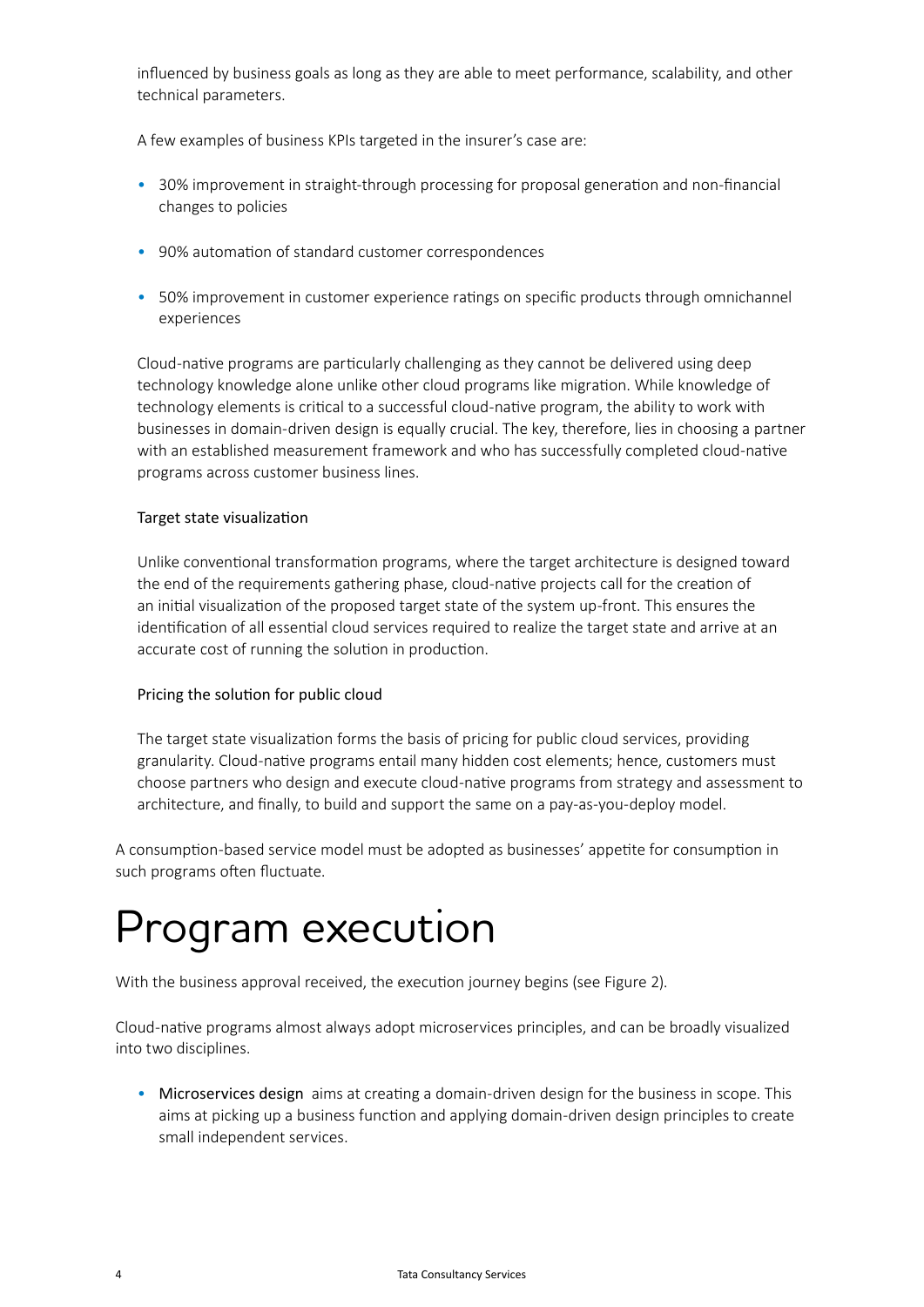influenced by business goals as long as they are able to meet performance, scalability, and other technical parameters.

A few examples of business KPIs targeted in the insurer's case are:

- 30% improvement in straight-through processing for proposal generation and non-financial changes to policies
- 90% automation of standard customer correspondences
- 50% improvement in customer experience ratings on specific products through omnichannel experiences

Cloud-native programs are particularly challenging as they cannot be delivered using deep technology knowledge alone unlike other cloud programs like migration. While knowledge of technology elements is critical to a successful cloud-native program, the ability to work with businesses in domain-driven design is equally crucial. The key, therefore, lies in choosing a partner with an established measurement framework and who has successfully completed cloud-native programs across customer business lines.

### Target state visualization

Unlike conventional transformation programs, where the target architecture is designed toward the end of the requirements gathering phase, cloud-native projects call for the creation of an initial visualization of the proposed target state of the system up-front. This ensures the identification of all essential cloud services required to realize the target state and arrive at an accurate cost of running the solution in production.

### Pricing the solution for public cloud

The target state visualization forms the basis of pricing for public cloud services, providing granularity. Cloud-native programs entail many hidden cost elements; hence, customers must choose partners who design and execute cloud-native programs from strategy and assessment to architecture, and finally, to build and support the same on a pay-as-you-deploy model.

A consumption-based service model must be adopted as businesses' appetite for consumption in such programs often fluctuate.

# Program execution

With the business approval received, the execution journey begins (see Figure 2).

Cloud-native programs almost always adopt microservices principles, and can be broadly visualized into two disciplines.

- Microservices design aims at creating a domain-driven design for the business in scope. This aims at picking up a business function and applying domain-driven design principles to create small independent services.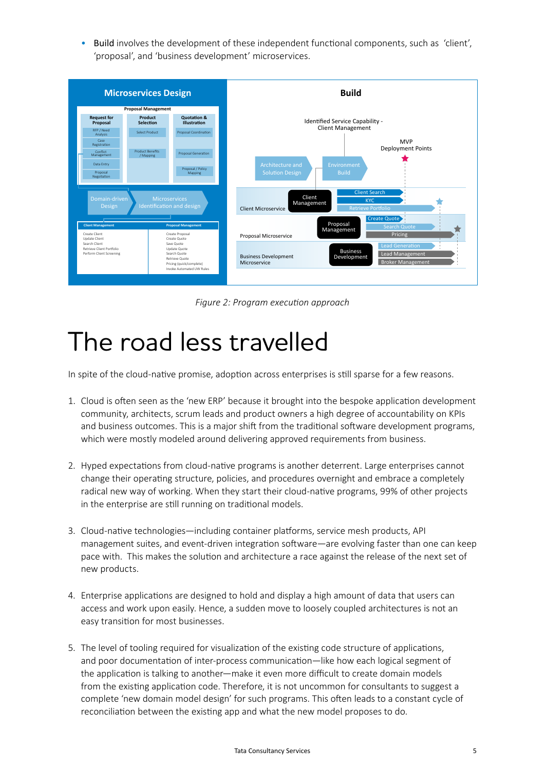- **Build** involves the development of these independent functional components, such as 'client', 'proposal', and 'business development' microservices.

*Figure 2: Program execution approach*

# The road less travelled

In spite of the cloud-native promise, adoption across enterprises is still sparse for a few reasons.

1. Cloud is often seen as the 'new ERP' because it brought into the bespoke application development community, architects, scrum leads and product owners a high degree of accountability on KPIs and business outcomes. This is a major shift from the traditional software development programs, which were mostly modeled around delivering approved requirements from business.

2. Hyped expectations from cloud-native programs is another deterrent. Large enterprises cannot change their operating structure, policies, and procedures overnight and embrace a completely radical new way of working. When they start their cloud-native programs, 99% of other projects in the enterprise are still running on traditional models.

3. Cloud-native technologies—including container platforms, service mesh products, API management suites, and event-driven integration software—are evolving faster than one can keep pace with. This makes the solution and architecture a race against the release of the next set of new products.

4. Enterprise applications are designed to hold and display a high amount of data that users can access and work upon easily. Hence, a sudden move to loosely coupled architectures is not an easy transition for most businesses.

5. The level of tooling required for visualization of the existing code structure of applications, and poor documentation of inter-process communication—like how each logical segment of the application is talking to another—make it even more difficult to create domain models from the existing application code. Therefore, it is not uncommon for consultants to suggest a complete 'new domain model design' for such programs. This often leads to a constant cycle of reconciliation between the existing app and what the new model proposes to do.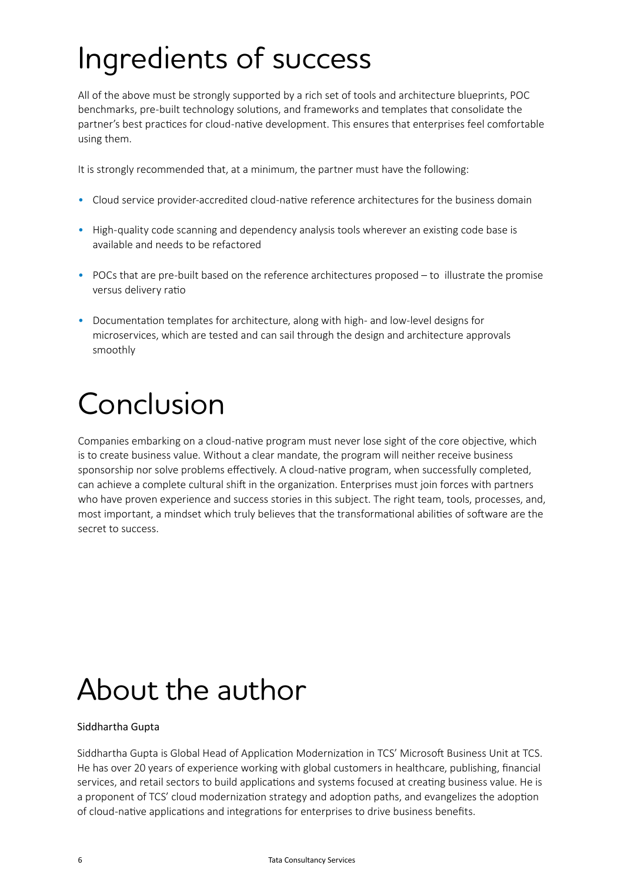# Ingredients of success

All of the above must be strongly supported by a rich set of tools and architecture blueprints, POC benchmarks, pre-built technology solutions, and frameworks and templates that consolidate the partner's best practices for cloud-native development. This ensures that enterprises feel comfortable using them.

It is strongly recommended that, at a minimum, the partner must have the following:

- Cloud service provider-accredited cloud-native reference architectures for the business domain
- High-quality code scanning and dependency analysis tools wherever an existing code base is available and needs to be refactored
- POCs that are pre-built based on the reference architectures proposed – to illustrate the promise versus delivery ratio
- Documentation templates for architecture, along with high- and low-level designs for microservices, which are tested and can sail through the design and architecture approvals smoothly

# Conclusion

Companies embarking on a cloud-native program must never lose sight of the core objective, which is to create business value. Without a clear mandate, the program will neither receive business sponsorship nor solve problems effectively. A cloud-native program, when successfully completed, can achieve a complete cultural shift in the organization. Enterprises must join forces with partners who have proven experience and success stories in this subject. The right team, tools, processes, and, most important, a mindset which truly believes that the transformational abilities of software are the secret to success.

# About the author

Siddhartha Gupta

Siddhartha Gupta is Global Head of Application Modernization in TCS' Microsoft Business Unit at TCS. He has over 20 years of experience working with global customers in healthcare, publishing, financial services, and retail sectors to build applications and systems focused at creating business value. He is a proponent of TCS' cloud modernization strategy and adoption paths, and evangelizes the adoption of cloud-native applications and integrations for enterprises to drive business benefits.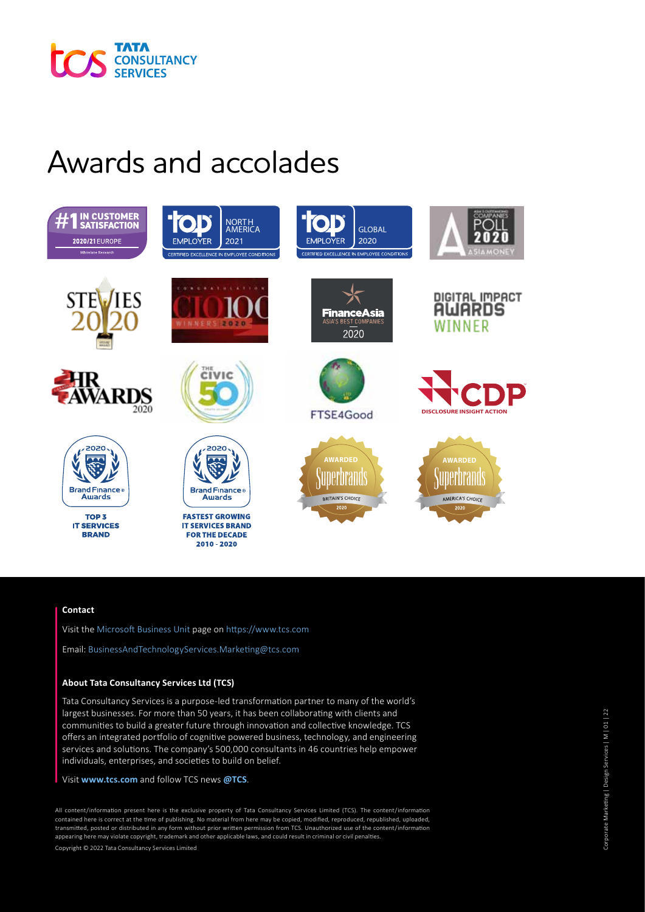# Awards and accolades

#1 IN CUSTOMER SATISFACTION 2020/21 EUROPE Whitelane Research

Top Employer North America 2021 – Certified Excellence in Employee Conditions

Top Employer Global 2020 – Certified Excellence in Employee Conditions

Asia's Outstanding Companies Poll 2020 – Asiamoney

Stevies 2020

CIO100 Winners 2020

FinanceAsia Asia's Best Companies 2020

DIGITAL IMPACT AWARDS WINNER

HR Awards 2020

The Civic 50

FTSE4Good

CDP – DISCLOSURE INSIGHT ACTION

2020 Brand Finance Awards – **TOP 3 IT SERVICES BRAND**

2020 Brand Finance Awards – **FASTEST GROWING IT SERVICES BRAND FOR THE DECADE 2010 - 2020**

Awarded Superbrands – Britain's Choice 2020

Awarded Superbrands – America's Choice 2020

**Contact**

Visit the Microsoft Business Unit page on https://www.tcs.com

Email: BusinessAndTechnologyServices.Marketing@tcs.com

**About Tata Consultancy Services Ltd (TCS)**

Tata Consultancy Services is a purpose-led transformation partner to many of the world's largest businesses. For more than 50 years, it has been collaborating with clients and communities to build a greater future through innovation and collective knowledge. TCS offers an integrated portfolio of cognitive powered business, technology, and engineering services and solutions. The company's 500,000 consultants in 46 countries help empower individuals, enterprises, and societies to build on belief.

Visit **www.tcs.com** and follow TCS news **@TCS**.

All content/information present here is the exclusive property of Tata Consultancy Services Limited (TCS). The content/information contained here is correct at the time of publishing. No material from here may be copied, modified, reproduced, republished, uploaded, transmitted, posted or distributed in any form without prior written permission from TCS. Unauthorized use of the content/information appearing here may violate copyright, trademark and other applicable laws, and could result in criminal or civil penalties.

Copyright © 2022 Tata Consultancy Services Limited

Corporate Marketing | Design Services | M | 01 | 22